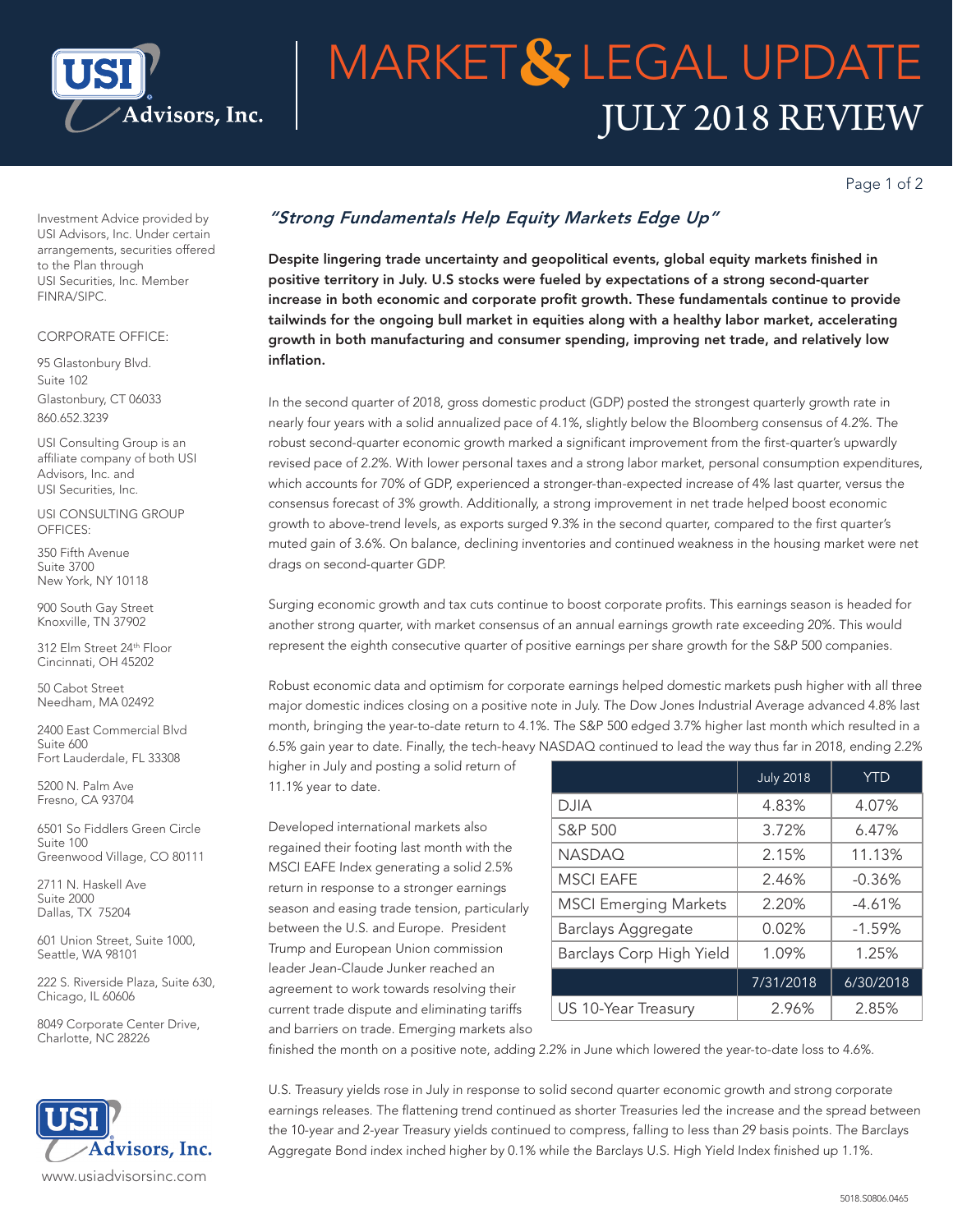# MARKET & LEGAL UPDATE

## JULY 2018 REVIEW

Investment Advice provided by USI Advisors, Inc. Under certain arrangements, securities offered to the Plan through USI Securities, Inc. Member FINRA/SIPC.

CORPORATE OFFICE:

95 Glastonbury Blvd.
Suite 102
Glastonbury, CT 06033
860.652.3239

USI Consulting Group is an affiliate company of both USI Advisors, Inc. and USI Securities, Inc.

USI CONSULTING GROUP OFFICES:

350 Fifth Avenue
Suite 3700
New York, NY 10118

900 South Gay Street
Knoxville, TN 37902

312 Elm Street 24th Floor
Cincinnati, OH 45202

50 Cabot Street
Needham, MA 02492

2400 East Commercial Blvd
Suite 600
Fort Lauderdale, FL 33308

5200 N. Palm Ave
Fresno, CA 93704

6501 So Fiddlers Green Circle
Suite 100
Greenwood Village, CO 80111

2711 N. Haskell Ave
Suite 2000
Dallas, TX 75204

601 Union Street, Suite 1000,
Seattle, WA 98101

222 S. Riverside Plaza, Suite 630,
Chicago, IL 60606

8049 Corporate Center Drive,
Charlotte, NC 28226

www.usiadvisorsinc.com

### *"Strong Fundamentals Help Equity Markets Edge Up"*

**Despite lingering trade uncertainty and geopolitical events, global equity markets finished in positive territory in July. U.S stocks were fueled by expectations of a strong second-quarter increase in both economic and corporate profit growth. These fundamentals continue to provide tailwinds for the ongoing bull market in equities along with a healthy labor market, accelerating growth in both manufacturing and consumer spending, improving net trade, and relatively low inflation.**

In the second quarter of 2018, gross domestic product (GDP) posted the strongest quarterly growth rate in nearly four years with a solid annualized pace of 4.1%, slightly below the Bloomberg consensus of 4.2%. The robust second-quarter economic growth marked a significant improvement from the first-quarter's upwardly revised pace of 2.2%. With lower personal taxes and a strong labor market, personal consumption expenditures, which accounts for 70% of GDP, experienced a stronger-than-expected increase of 4% last quarter, versus the consensus forecast of 3% growth. Additionally, a strong improvement in net trade helped boost economic growth to above-trend levels, as exports surged 9.3% in the second quarter, compared to the first quarter's muted gain of 3.6%. On balance, declining inventories and continued weakness in the housing market were net drags on second-quarter GDP.

Surging economic growth and tax cuts continue to boost corporate profits. This earnings season is headed for another strong quarter, with market consensus of an annual earnings growth rate exceeding 20%. This would represent the eighth consecutive quarter of positive earnings per share growth for the S&P 500 companies.

Robust economic data and optimism for corporate earnings helped domestic markets push higher with all three major domestic indices closing on a positive note in July. The Dow Jones Industrial Average advanced 4.8% last month, bringing the year-to-date return to 4.1%. The S&P 500 edged 3.7% higher last month which resulted in a 6.5% gain year to date. Finally, the tech-heavy NASDAQ continued to lead the way thus far in 2018, ending 2.2% higher in July and posting a solid return of 11.1% year to date.

| | July 2018 | YTD |
|---|---|---|
| DJIA | 4.83% | 4.07% |
| S&P 500 | 3.72% | 6.47% |
| NASDAQ | 2.15% | 11.13% |
| MSCI EAFE | 2.46% | -0.36% |
| MSCI Emerging Markets | 2.20% | -4.61% |
| Barclays Aggregate | 0.02% | -1.59% |
| Barclays Corp High Yield | 1.09% | 1.25% |
| | 7/31/2018 | 6/30/2018 |
| US 10-Year Treasury | 2.96% | 2.85% |

Developed international markets also regained their footing last month with the MSCI EAFE Index generating a solid 2.5% return in response to a stronger earnings season and easing trade tension, particularly between the U.S. and Europe. President Trump and European Union commission leader Jean-Claude Junker reached an agreement to work towards resolving their current trade dispute and eliminating tariffs and barriers on trade. Emerging markets also finished the month on a positive note, adding 2.2% in June which lowered the year-to-date loss to 4.6%.

U.S. Treasury yields rose in July in response to solid second quarter economic growth and strong corporate earnings releases. The flattening trend continued as shorter Treasuries led the increase and the spread between the 10-year and 2-year Treasury yields continued to compress, falling to less than 29 basis points. The Barclays Aggregate Bond index inched higher by 0.1% while the Barclays U.S. High Yield Index finished up 1.1%.

5018.S0806.0465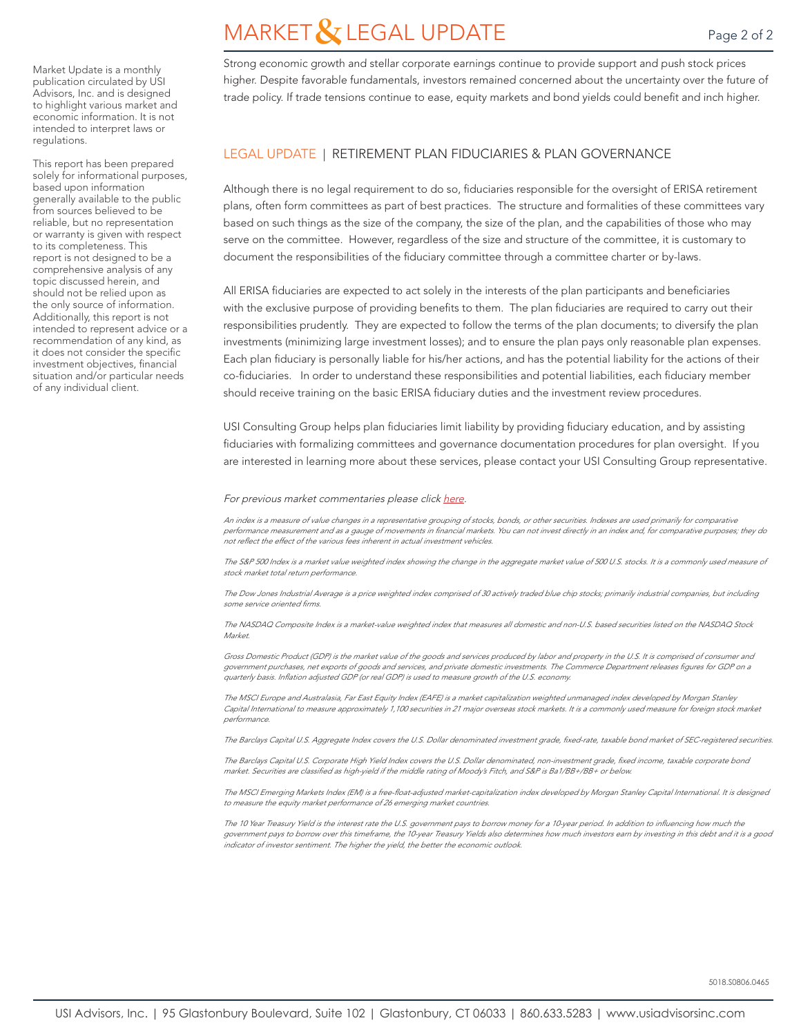Strong economic growth and stellar corporate earnings continue to provide support and push stock prices higher. Despite favorable fundamentals, investors remained concerned about the uncertainty over the future of trade policy. If trade tensions continue to ease, equity markets and bond yields could benefit and inch higher.

## LEGAL UPDATE | RETIREMENT PLAN FIDUCIARIES & PLAN GOVERNANCE

Although there is no legal requirement to do so, fiduciaries responsible for the oversight of ERISA retirement plans, often form committees as part of best practices. The structure and formalities of these committees vary based on such things as the size of the company, the size of the plan, and the capabilities of those who may serve on the committee. However, regardless of the size and structure of the committee, it is customary to document the responsibilities of the fiduciary committee through a committee charter or by-laws.

All ERISA fiduciaries are expected to act solely in the interests of the plan participants and beneficiaries with the exclusive purpose of providing benefits to them. The plan fiduciaries are required to carry out their responsibilities prudently. They are expected to follow the terms of the plan documents; to diversify the plan investments (minimizing large investment losses); and to ensure the plan pays only reasonable plan expenses. Each plan fiduciary is personally liable for his/her actions, and has the potential liability for the actions of their co-fiduciaries. In order to understand these responsibilities and potential liabilities, each fiduciary member should receive training on the basic ERISA fiduciary duties and the investment review procedures.

USI Consulting Group helps plan fiduciaries limit liability by providing fiduciary education, and by assisting fiduciaries with formalizing committees and governance documentation procedures for plan oversight. If you are interested in learning more about these services, please contact your USI Consulting Group representative.

*For previous market commentaries please click here.*

*An index is a measure of value changes in a representative grouping of stocks, bonds, or other securities. Indexes are used primarily for comparative performance measurement and as a gauge of movements in financial markets. You can not invest directly in an index and, for comparative purposes; they do not reflect the effect of the various fees inherent in actual investment vehicles.*

*The S&P 500 Index is a market value weighted index showing the change in the aggregate market value of 500 U.S. stocks. It is a commonly used measure of stock market total return performance.*

*The Dow Jones Industrial Average is a price weighted index comprised of 30 actively traded blue chip stocks; primarily industrial companies, but including some service oriented firms.*

*The NASDAQ Composite Index is a market-value weighted index that measures all domestic and non-U.S. based securities listed on the NASDAQ Stock Market.*

*Gross Domestic Product (GDP) is the market value of the goods and services produced by labor and property in the U.S. It is comprised of consumer and government purchases, net exports of goods and services, and private domestic investments. The Commerce Department releases figures for GDP on a quarterly basis. Inflation adjusted GDP (or real GDP) is used to measure growth of the U.S. economy.*

*The MSCI Europe and Australasia, Far East Equity Index (EAFE) is a market capitalization weighted unmanaged index developed by Morgan Stanley Capital International to measure approximately 1,100 securities in 21 major overseas stock markets. It is a commonly used measure for foreign stock market performance.*

*The Barclays Capital U.S. Aggregate Index covers the U.S. Dollar denominated investment grade, fixed-rate, taxable bond market of SEC-registered securities.*

*The Barclays Capital U.S. Corporate High Yield Index covers the U.S. Dollar denominated, non-investment grade, fixed income, taxable corporate bond market. Securities are classified as high-yield if the middle rating of Moody's Fitch, and S&P is Ba1/BB+/BB+ or below.*

*The MSCI Emerging Markets Index (EM) is a free-float-adjusted market-capitalization index developed by Morgan Stanley Capital International. It is designed to measure the equity market performance of 26 emerging market countries.*

*The 10 Year Treasury Yield is the interest rate the U.S. government pays to borrow money for a 10-year period. In addition to influencing how much the government pays to borrow over this timeframe, the 10-year Treasury Yields also determines how much investors earn by investing in this debt and it is a good indicator of investor sentiment. The higher the yield, the better the economic outlook.*

Market Update is a monthly publication circulated by USI Advisors, Inc. and is designed to highlight various market and economic information. It is not intended to interpret laws or regulations.

This report has been prepared solely for informational purposes, based upon information generally available to the public from sources believed to be reliable, but no representation or warranty is given with respect to its completeness. This report is not designed to be a comprehensive analysis of any topic discussed herein, and should not be relied upon as the only source of information. Additionally, this report is not intended to represent advice or a recommendation of any kind, as it does not consider the specific investment objectives, financial situation and/or particular needs of any individual client.

5018.S0806.0465

USI Advisors, Inc. | 95 Glastonbury Boulevard, Suite 102 | Glastonbury, CT 06033 | 860.633.5283 | www.usiadvisorsinc.com